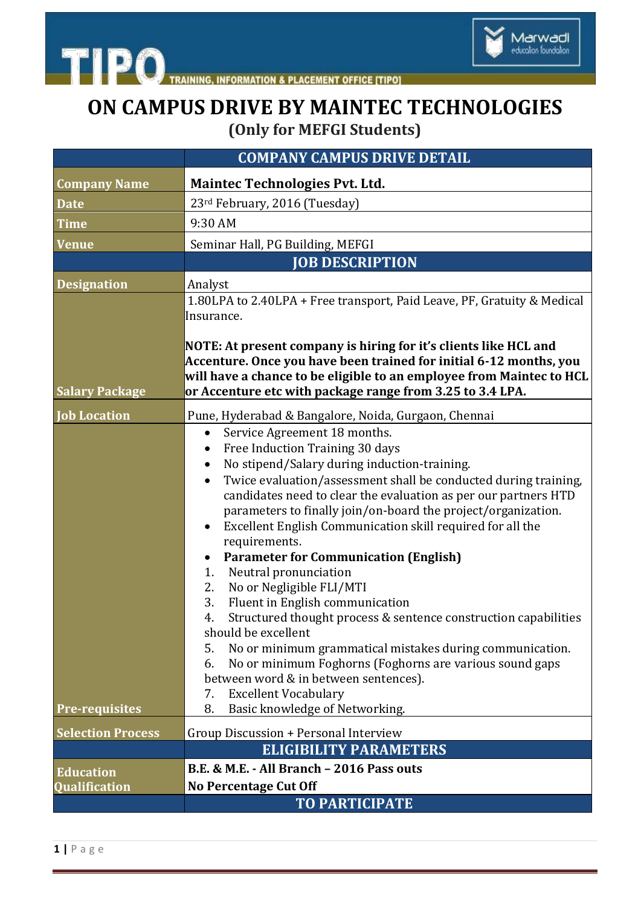# ON CAMPUS DRIVE BY MAINTEC TECHNOLOGIES

## (Only for MEFGI Students)

| | COMPANY CAMPUS DRIVE DETAIL |
|---|---|
| **Company Name** | **Maintec Technologies Pvt. Ltd.** |
| **Date** | 23rd February, 2016 (Tuesday) |
| **Time** | 9:30 AM |
| **Venue** | Seminar Hall, PG Building, MEFGI |
| | **JOB DESCRIPTION** |
| **Designation** | Analyst |
| **Salary Package** | 1.80LPA to 2.40LPA + Free transport, Paid Leave, PF, Gratuity & Medical Insurance.<br><br>**NOTE: At present company is hiring for it's clients like HCL and Accenture. Once you have been trained for initial 6-12 months, you will have a chance to be eligible to an employee from Maintec to HCL or Accenture etc with package range from 3.25 to 3.4 LPA.** |
| **Job Location** | Pune, Hyderabad & Bangalore, Noida, Gurgaon, Chennai |
| **Pre-requisites** | • Service Agreement 18 months.<br>• Free Induction Training 30 days<br>• No stipend/Salary during induction-training.<br>• Twice evaluation/assessment shall be conducted during training, candidates need to clear the evaluation as per our partners HTD parameters to finally join/on-board the project/organization.<br>• Excellent English Communication skill required for all the requirements.<br>• **Parameter for Communication (English)**<br>1. Neutral pronunciation<br>2. No or Negligible FLI/MTI<br>3. Fluent in English communication<br>4. Structured thought process & sentence construction capabilities should be excellent<br>5. No or minimum grammatical mistakes during communication.<br>6. No or minimum Foghorns (Foghorns are various sound gaps between word & in between sentences).<br>7. Excellent Vocabulary<br>8. Basic knowledge of Networking. |
| **Selection Process** | Group Discussion + Personal Interview |
| | **ELIGIBILITY PARAMETERS** |
| **Education Qualification** | **B.E. & M.E. - All Branch – 2016 Pass outs**<br>**No Percentage Cut Off** |
| | **TO PARTICIPATE** |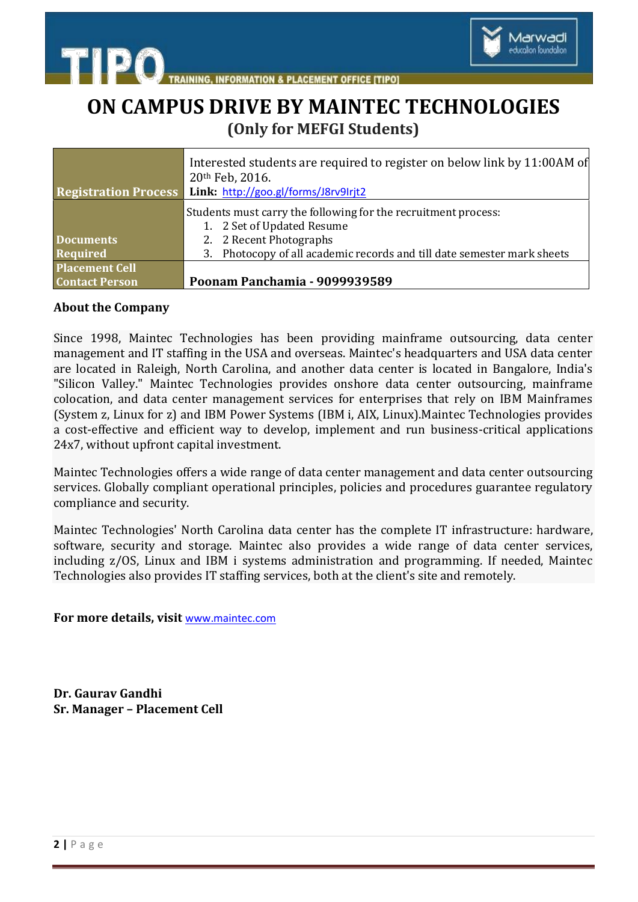# ON CAMPUS DRIVE BY MAINTEC TECHNOLOGIES

## (Only for MEFGI Students)

| | |
|---|---|
| **Registration Process** | Interested students are required to register on below link by 11:00AM of 20th Feb, 2016.<br>**Link:** http://goo.gl/forms/J8rv9Irjt2 |
| **Documents Required** | Students must carry the following for the recruitment process:<br>1. 2 Set of Updated Resume<br>2. 2 Recent Photographs<br>3. Photocopy of all academic records and till date semester mark sheets |
| **Placement Cell Contact Person** | **Poonam Panchamia - 9099939589** |

**About the Company**

Since 1998, Maintec Technologies has been providing mainframe outsourcing, data center management and IT staffing in the USA and overseas. Maintec's headquarters and USA data center are located in Raleigh, North Carolina, and another data center is located in Bangalore, India's "Silicon Valley." Maintec Technologies provides onshore data center outsourcing, mainframe colocation, and data center management services for enterprises that rely on IBM Mainframes (System z, Linux for z) and IBM Power Systems (IBM i, AIX, Linux).Maintec Technologies provides a cost-effective and efficient way to develop, implement and run business-critical applications 24x7, without upfront capital investment.

Maintec Technologies offers a wide range of data center management and data center outsourcing services. Globally compliant operational principles, policies and procedures guarantee regulatory compliance and security.

Maintec Technologies' North Carolina data center has the complete IT infrastructure: hardware, software, security and storage. Maintec also provides a wide range of data center services, including z/OS, Linux and IBM i systems administration and programming. If needed, Maintec Technologies also provides IT staffing services, both at the client's site and remotely.

**For more details, visit** www.maintec.com

**Dr. Gaurav Gandhi**
**Sr. Manager – Placement Cell**